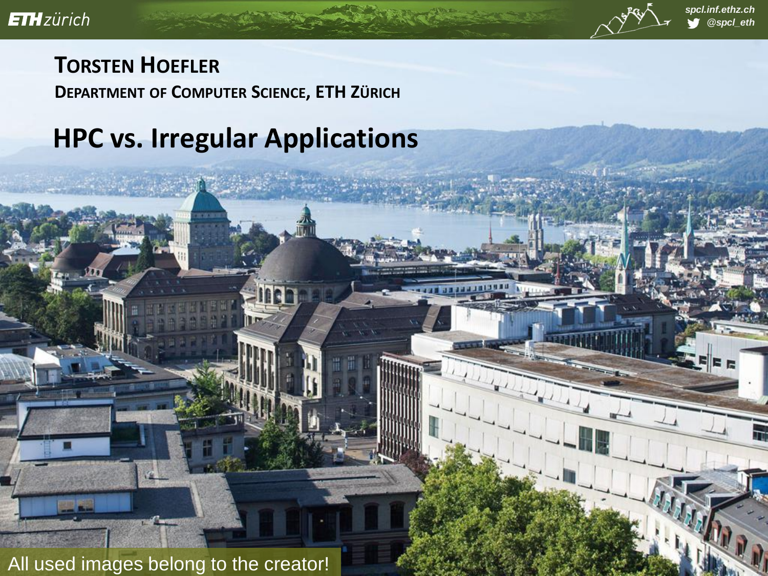# Torsten Hoefler

**Department of Computer Science, ETH Zürich**

## HPC vs. Irregular Applications

All used images belong to the creator!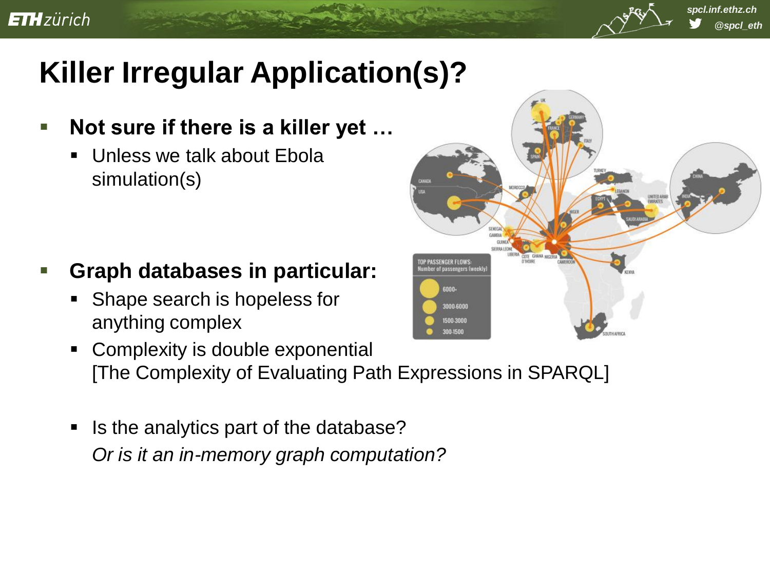# Killer Irregular Application(s)?

- **Not sure if there is a killer yet …**
  - Unless we talk about Ebola simulation(s)

- **Graph databases in particular:**
  - Shape search is hopeless for anything complex
  - Complexity is double exponential [The Complexity of Evaluating Path Expressions in SPARQL]
  - Is the analytics part of the database?
    *Or is it an in-memory graph computation?*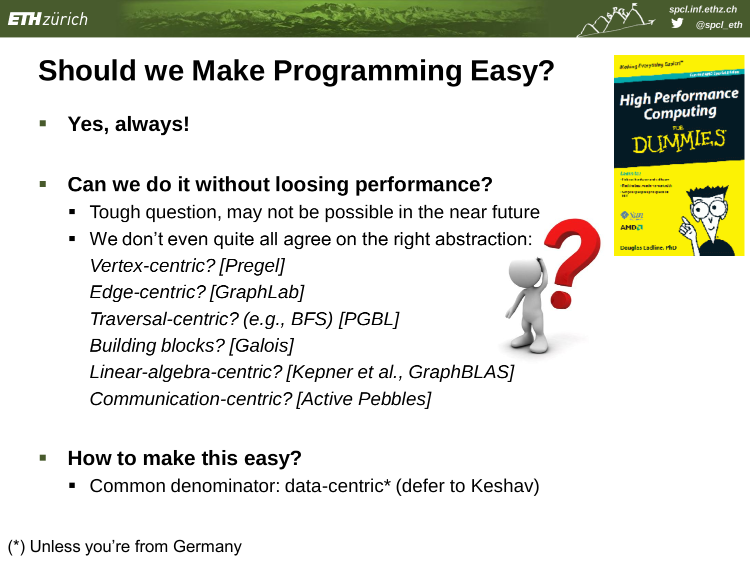# Should we Make Programming Easy?

- **Yes, always!**

- **Can we do it without loosing performance?**
  - Tough question, may not be possible in the near future
  - We don't even quite all agree on the right abstraction:
    *Vertex-centric? [Pregel]*
    *Edge-centric? [GraphLab]*
    *Traversal-centric? (e.g., BFS) [PGBL]*
    *Building blocks? [Galois]*
    *Linear-algebra-centric? [Kepner et al., GraphBLAS]*
    *Communication-centric? [Active Pebbles]*

- **How to make this easy?**
  - Common denominator: data-centric* (defer to Keshav)

(*) Unless you're from Germany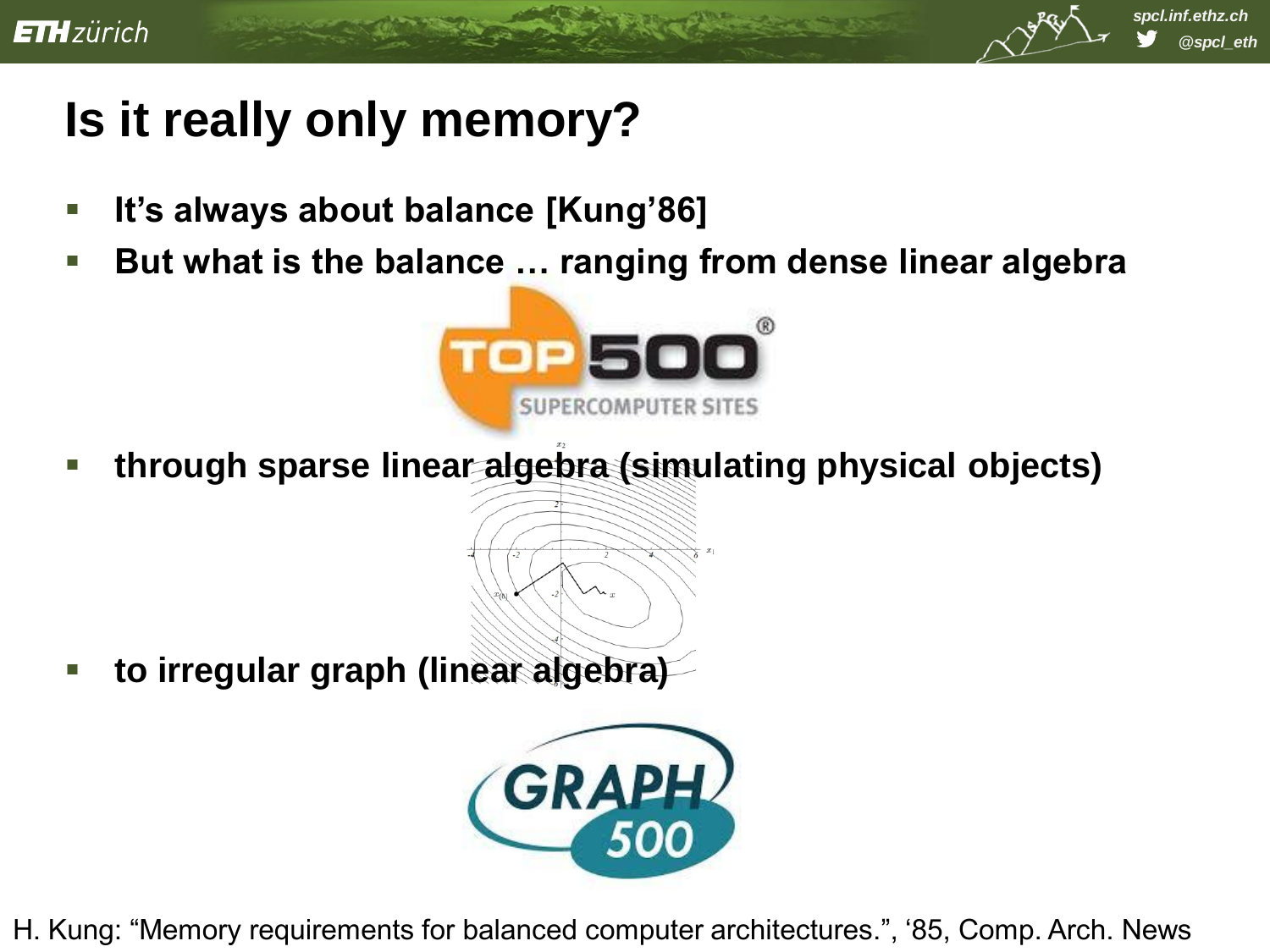# Is it really only memory?

- **It's always about balance [Kung'86]**
- **But what is the balance … ranging from dense linear algebra**
- **through sparse linear algebra (simulating physical objects)**
- **to irregular graph (linear algebra)**

H. Kung: "Memory requirements for balanced computer architectures.", '85, Comp. Arch. News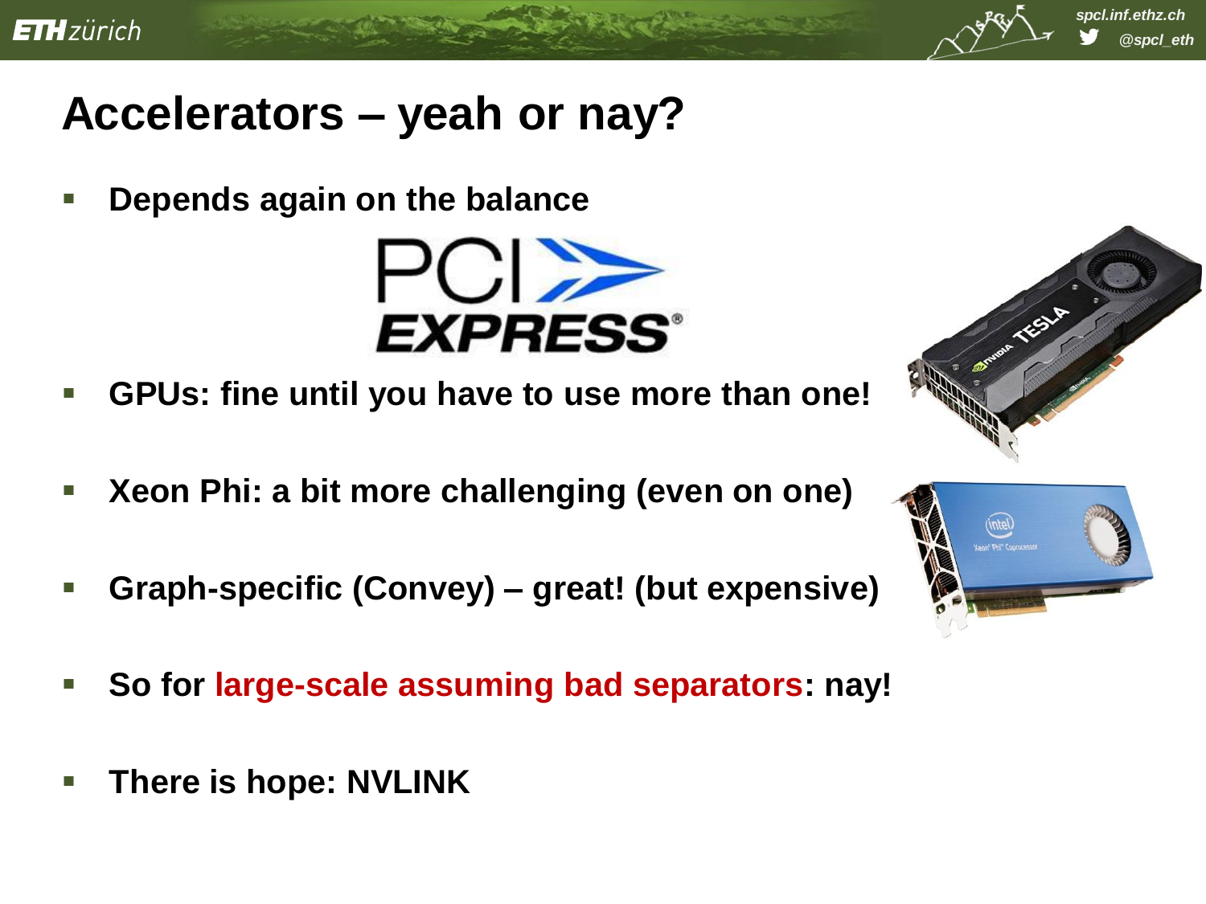# Accelerators – yeah or nay?

- **Depends again on the balance**
- **GPUs: fine until you have to use more than one!**
- **Xeon Phi: a bit more challenging (even on one)**
- **Graph-specific (Convey) – great! (but expensive)**
- **So for large-scale assuming bad separators: nay!**
- **There is hope: NVLINK**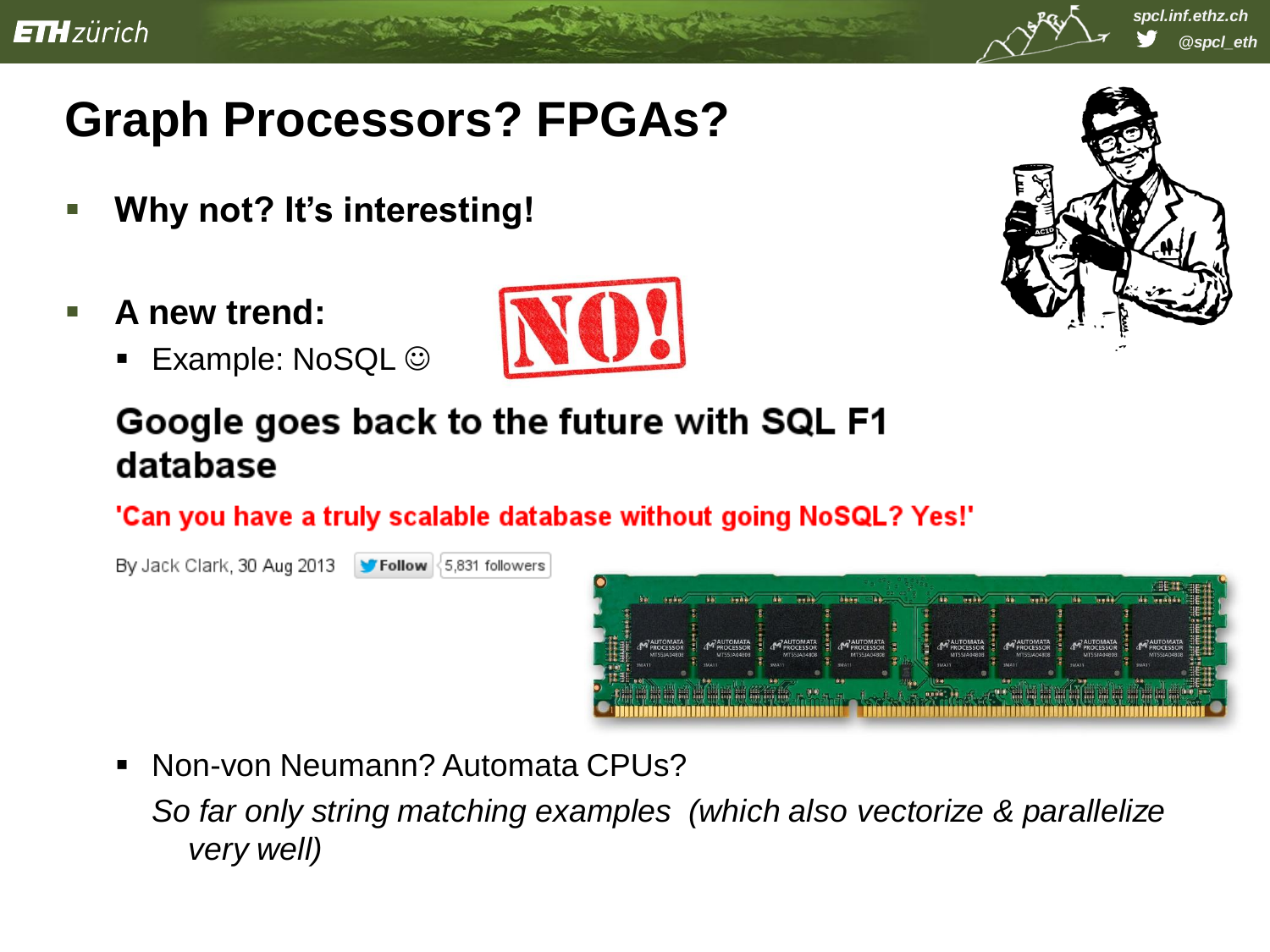# Graph Processors? FPGAs?

- **Why not? It's interesting!**

- **A new trend:**
  - Example: NoSQL ☺

NO!

**Google goes back to the future with SQL F1 database**

**'Can you have a truly scalable database without going NoSQL? Yes!'**

By Jack Clark, 30 Aug 2013 Follow 5,831 followers

  - Non-von Neumann? Automata CPUs?

    *So far only string matching examples (which also vectorize & parallelize very well)*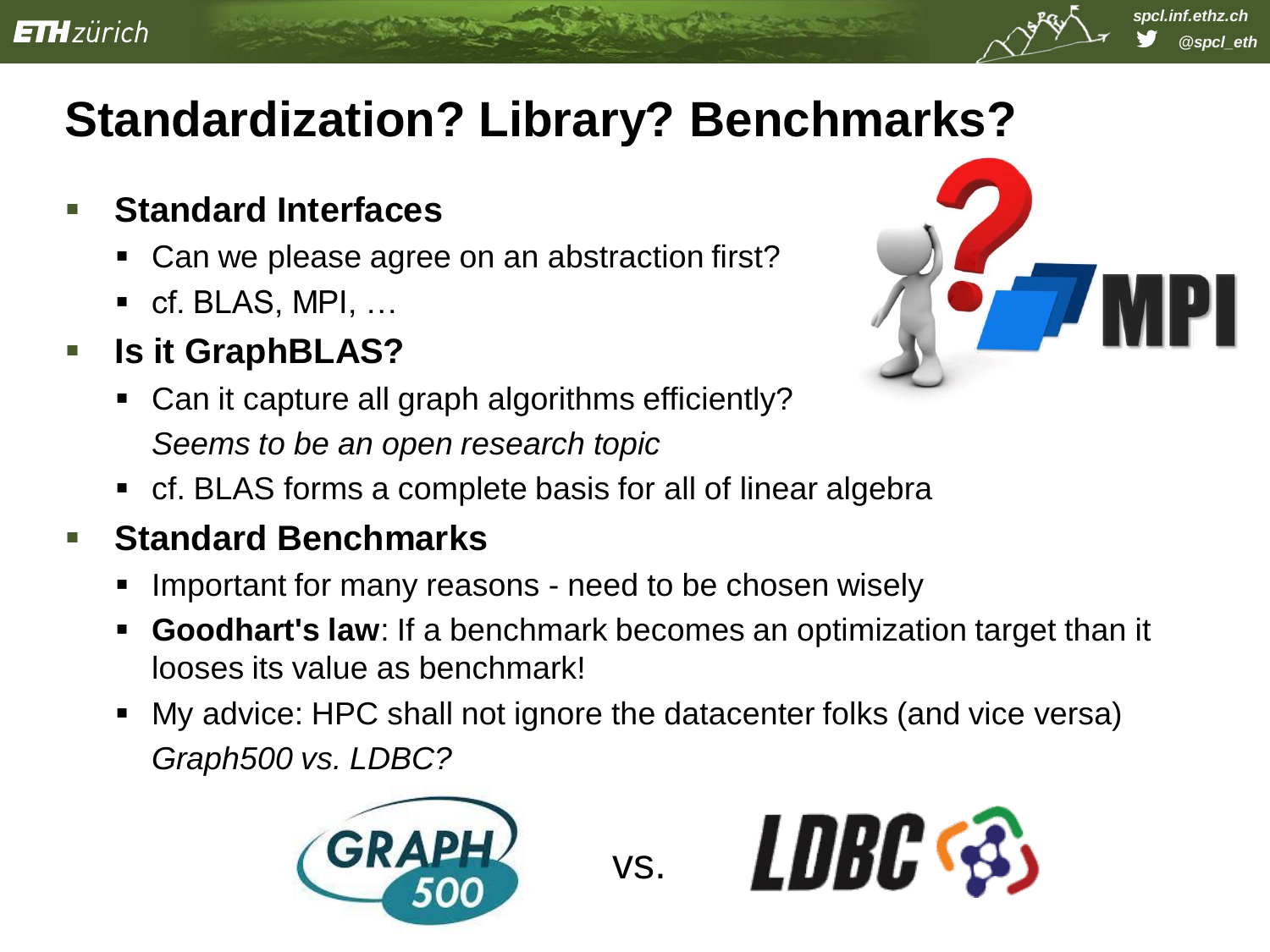# Standardization? Library? Benchmarks?

- **Standard Interfaces**
  - Can we please agree on an abstraction first?
  - cf. BLAS, MPI, …
- **Is it GraphBLAS?**
  - Can it capture all graph algorithms efficiently?
    *Seems to be an open research topic*
  - cf. BLAS forms a complete basis for all of linear algebra
- **Standard Benchmarks**
  - Important for many reasons - need to be chosen wisely
  - **Goodhart's law**: If a benchmark becomes an optimization target than it looses its value as benchmark!
  - My advice: HPC shall not ignore the datacenter folks (and vice versa)
    *Graph500 vs. LDBC?*

GRAPH 500 vs. LDBC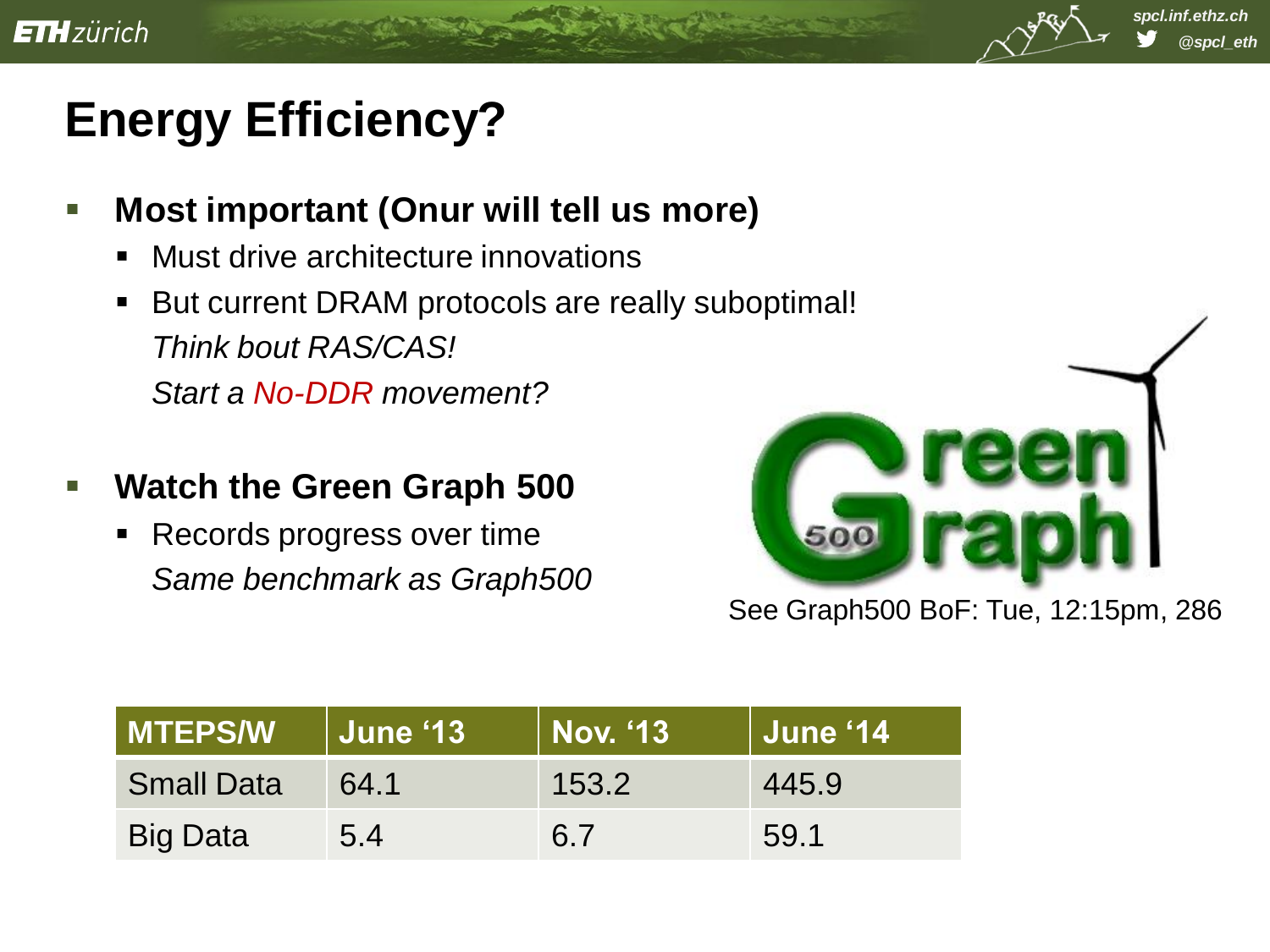# Energy Efficiency?

- **Most important (Onur will tell us more)**
  - Must drive architecture innovations
  - But current DRAM protocols are really suboptimal!
    *Think bout RAS/CAS!*
    *Start a No-DDR movement?*

- **Watch the Green Graph 500**
  - Records progress over time
    *Same benchmark as Graph500*

See Graph500 BoF: Tue, 12:15pm, 286

| MTEPS/W | June '13 | Nov. '13 | June '14 |
|---|---|---|---|
| Small Data | 64.1 | 153.2 | 445.9 |
| Big Data | 5.4 | 6.7 | 59.1 |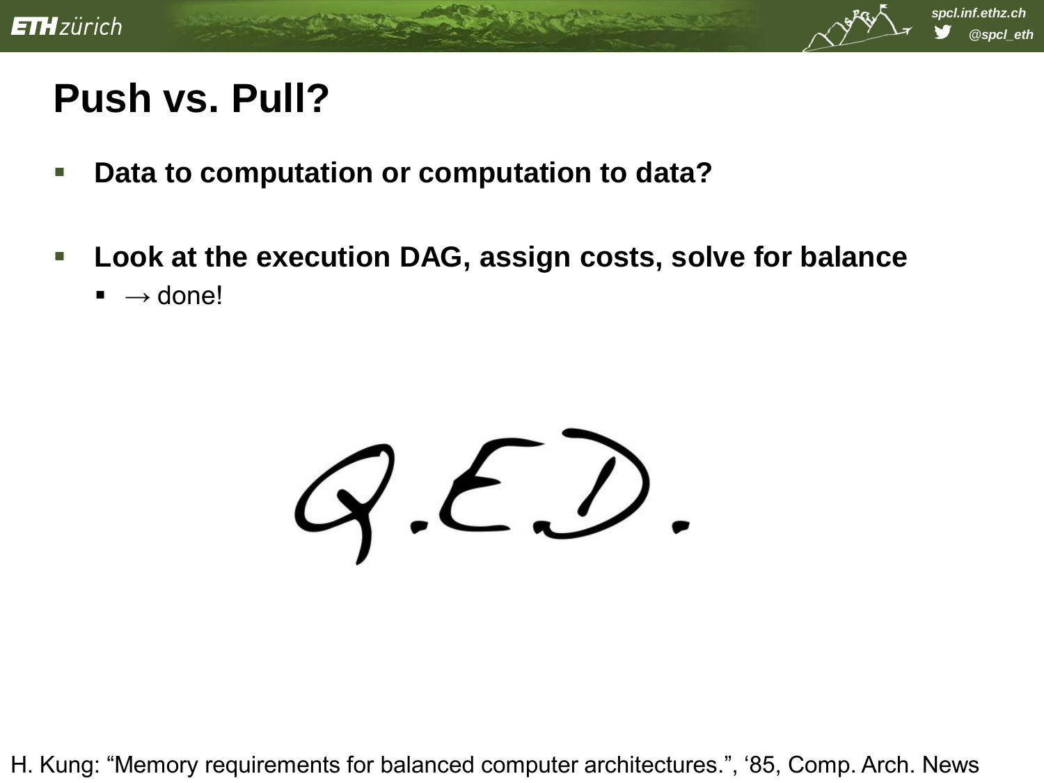# Push vs. Pull?

- **Data to computation or computation to data?**
- **Look at the execution DAG, assign costs, solve for balance**
  - → done!

Q.E.D.

H. Kung: “Memory requirements for balanced computer architectures.”, ‘85, Comp. Arch. News